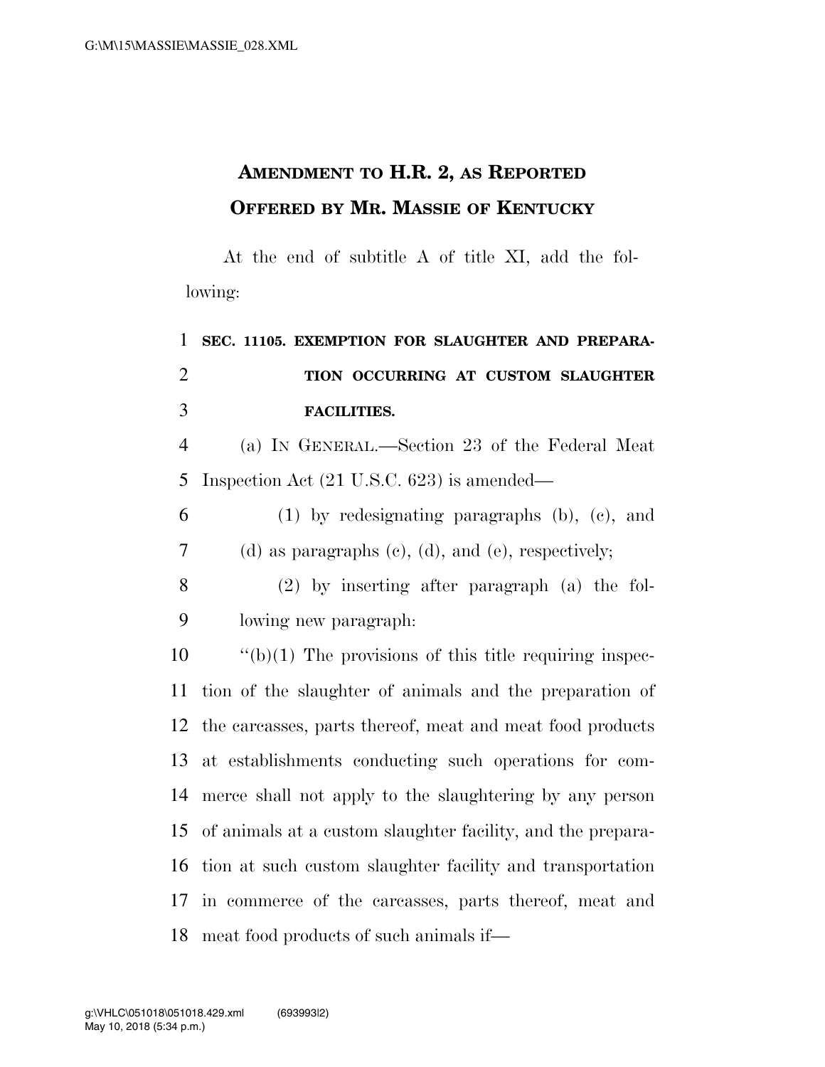# AMENDMENT TO H.R. 2, AS REPORTED OFFERED BY MR. MASSIE OF KENTUCKY

At the end of subtitle A of title XI, add the following:

**SEC. 11105. EXEMPTION FOR SLAUGHTER AND PREPARATION OCCURRING AT CUSTOM SLAUGHTER FACILITIES.**

(a) IN GENERAL.—Section 23 of the Federal Meat Inspection Act (21 U.S.C. 623) is amended—

(1) by redesignating paragraphs (b), (c), and (d) as paragraphs (c), (d), and (e), respectively;

(2) by inserting after paragraph (a) the following new paragraph:

"(b)(1) The provisions of this title requiring inspection of the slaughter of animals and the preparation of the carcasses, parts thereof, meat and meat food products at establishments conducting such operations for commerce shall not apply to the slaughtering by any person of animals at a custom slaughter facility, and the preparation at such custom slaughter facility and transportation in commerce of the carcasses, parts thereof, meat and meat food products of such animals if—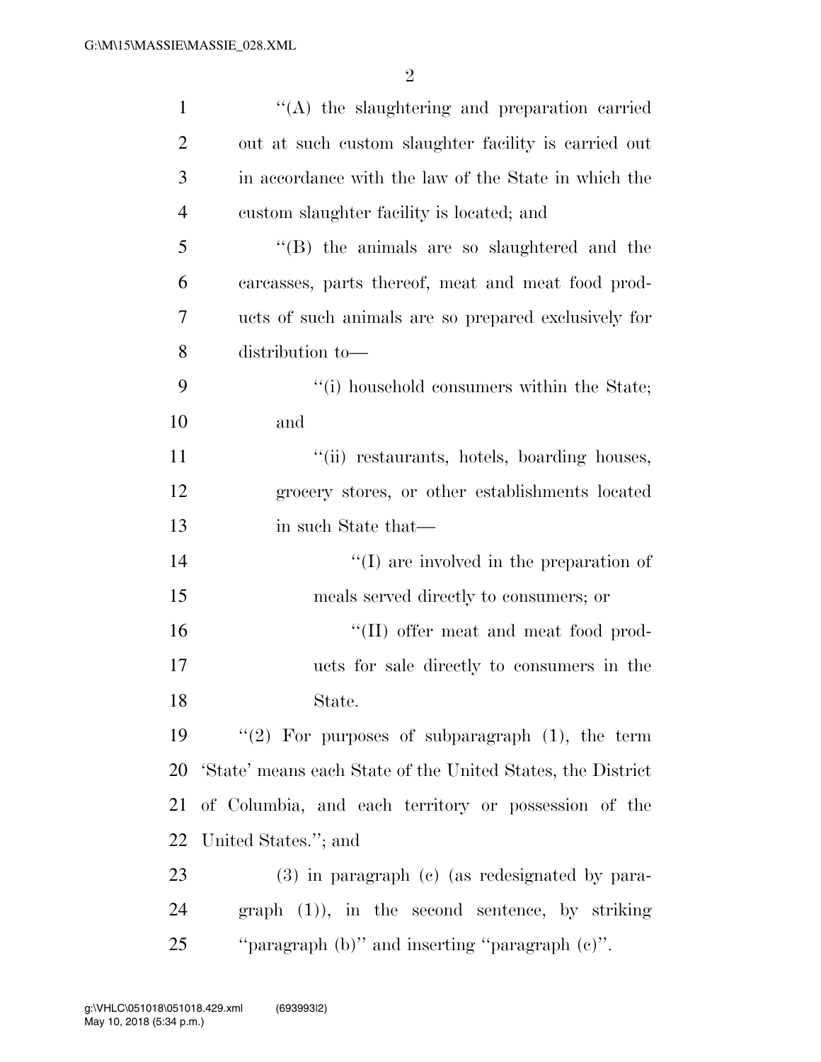''(A) the slaughtering and preparation carried out at such custom slaughter facility is carried out in accordance with the law of the State in which the custom slaughter facility is located; and

''(B) the animals are so slaughtered and the carcasses, parts thereof, meat and meat food products of such animals are so prepared exclusively for distribution to—

''(i) household consumers within the State; and

''(ii) restaurants, hotels, boarding houses, grocery stores, or other establishments located in such State that—

''(I) are involved in the preparation of meals served directly to consumers; or

''(II) offer meat and meat food products for sale directly to consumers in the State.

''(2) For purposes of subparagraph (1), the term 'State' means each State of the United States, the District of Columbia, and each territory or possession of the United States.''; and

(3) in paragraph (c) (as redesignated by paragraph (1)), in the second sentence, by striking ''paragraph (b)'' and inserting ''paragraph (c)''.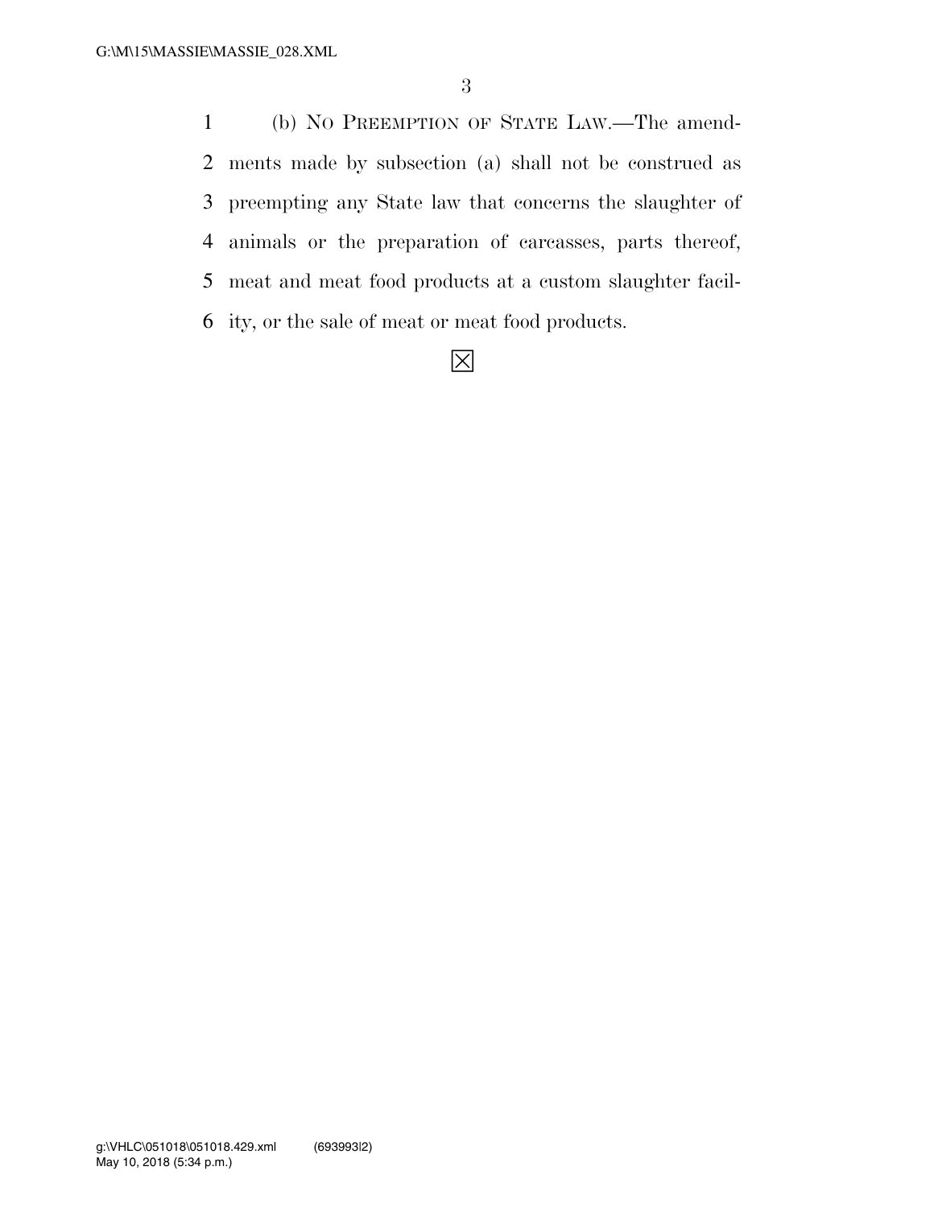(b) NO PREEMPTION OF STATE LAW.—The amendments made by subsection (a) shall not be construed as preempting any State law that concerns the slaughter of animals or the preparation of carcasses, parts thereof, meat and meat food products at a custom slaughter facility, or the sale of meat or meat food products.